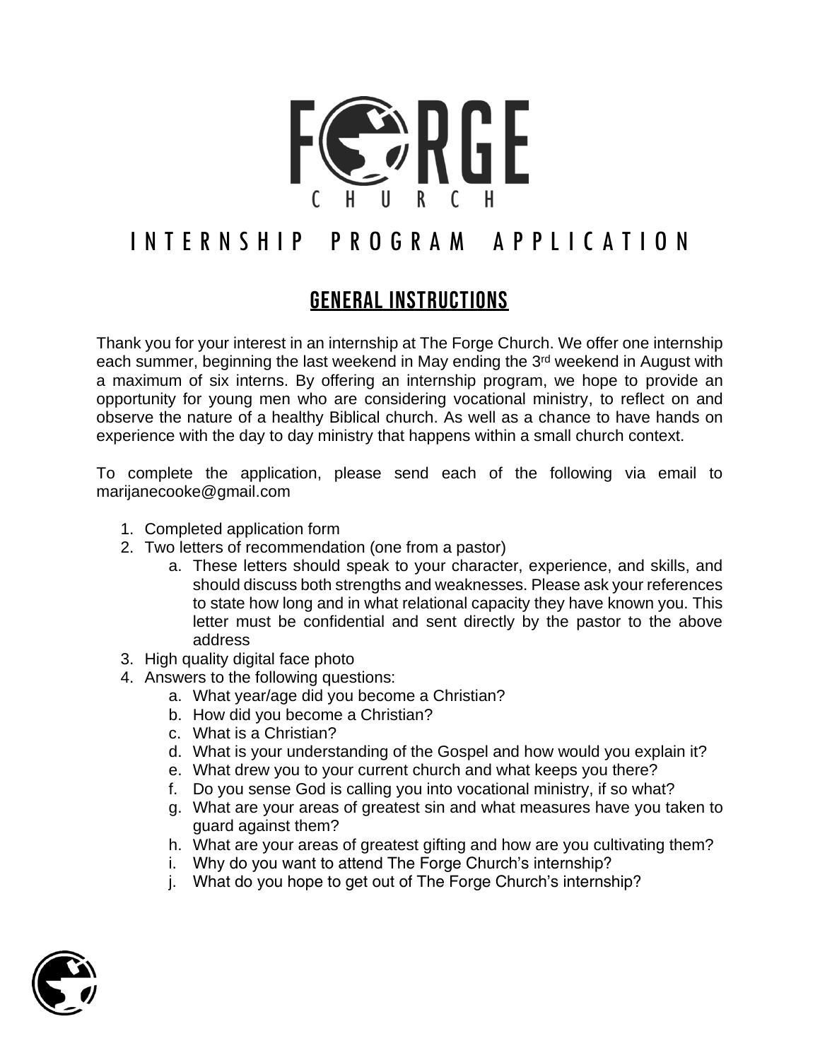# FORGE CHURCH

# INTERNSHIP PROGRAM APPLICATION

## GENERAL INSTRUCTIONS

Thank you for your interest in an internship at The Forge Church. We offer one internship each summer, beginning the last weekend in May ending the 3rd weekend in August with a maximum of six interns. By offering an internship program, we hope to provide an opportunity for young men who are considering vocational ministry, to reflect on and observe the nature of a healthy Biblical church. As well as a chance to have hands on experience with the day to day ministry that happens within a small church context.

To complete the application, please send each of the following via email to marijanecooke@gmail.com

1. Completed application form
2. Two letters of recommendation (one from a pastor)
    a. These letters should speak to your character, experience, and skills, and should discuss both strengths and weaknesses. Please ask your references to state how long and in what relational capacity they have known you. This letter must be confidential and sent directly by the pastor to the above address
3. High quality digital face photo
4. Answers to the following questions:
    a. What year/age did you become a Christian?
    b. How did you become a Christian?
    c. What is a Christian?
    d. What is your understanding of the Gospel and how would you explain it?
    e. What drew you to your current church and what keeps you there?
    f. Do you sense God is calling you into vocational ministry, if so what?
    g. What are your areas of greatest sin and what measures have you taken to guard against them?
    h. What are your areas of greatest gifting and how are you cultivating them?
    i. Why do you want to attend The Forge Church's internship?
    j. What do you hope to get out of The Forge Church's internship?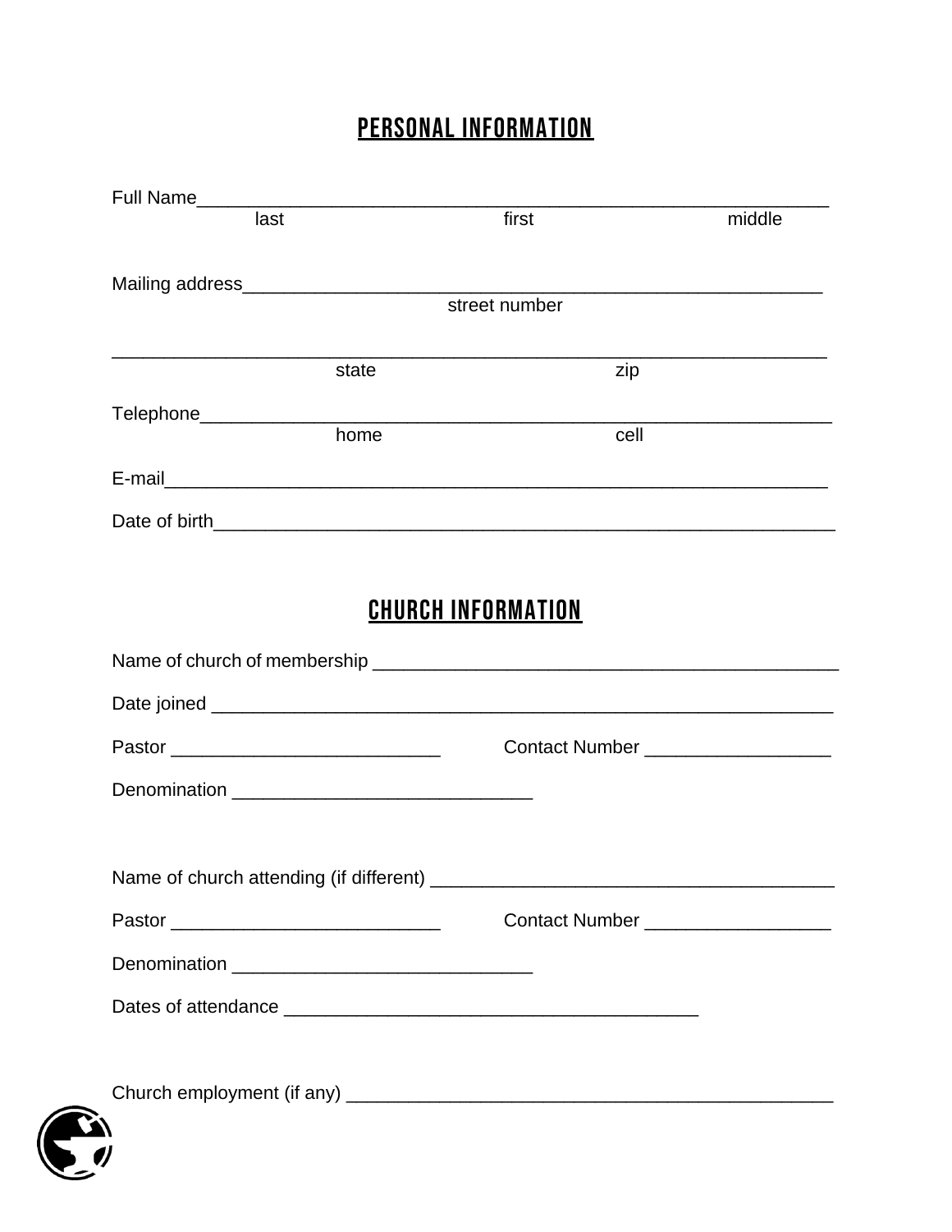## PERSONAL INFORMATION

Full Name_______________________________________________________________
last first middle

Mailing address_________________________________________________________
street number

________________________________________________________________________
state zip

Telephone_______________________________________________________________
home cell

E-mail__________________________________________________________________

Date of birth___________________________________________________________

## CHURCH INFORMATION

Name of church of membership ___________________________________________

Date joined ____________________________________________________________

Pastor __________________________ Contact Number __________________

Denomination _____________________________

Name of church attending (if different) ________________________________

Pastor __________________________ Contact Number __________________

Denomination _____________________________

Dates of attendance ________________________________________

Church employment (if any) _____________________________________________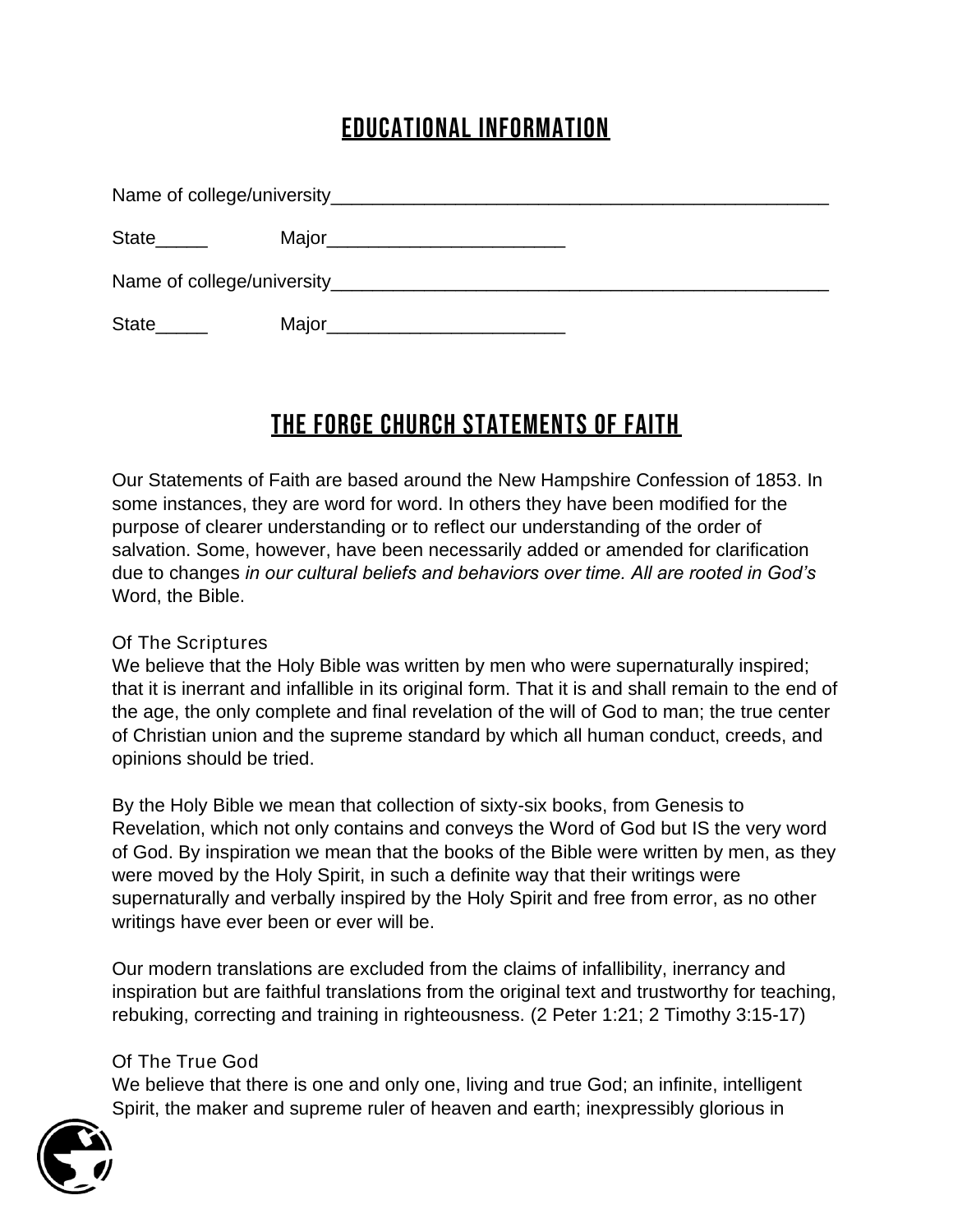## EDUCATIONAL INFORMATION

Name of college/university__________________________________________________

State_____ Major________________________

Name of college/university__________________________________________________

State_____ Major________________________

## THE FORGE CHURCH STATEMENTS OF FAITH

Our Statements of Faith are based around the New Hampshire Confession of 1853. In some instances, they are word for word. In others they have been modified for the purpose of clearer understanding or to reflect our understanding of the order of salvation. Some, however, have been necessarily added or amended for clarification due to changes *in our cultural beliefs and behaviors over time. All are rooted in God's* Word, the Bible.

### Of The Scriptures

We believe that the Holy Bible was written by men who were supernaturally inspired; that it is inerrant and infallible in its original form. That it is and shall remain to the end of the age, the only complete and final revelation of the will of God to man; the true center of Christian union and the supreme standard by which all human conduct, creeds, and opinions should be tried.

By the Holy Bible we mean that collection of sixty-six books, from Genesis to Revelation, which not only contains and conveys the Word of God but IS the very word of God. By inspiration we mean that the books of the Bible were written by men, as they were moved by the Holy Spirit, in such a definite way that their writings were supernaturally and verbally inspired by the Holy Spirit and free from error, as no other writings have ever been or ever will be.

Our modern translations are excluded from the claims of infallibility, inerrancy and inspiration but are faithful translations from the original text and trustworthy for teaching, rebuking, correcting and training in righteousness. (2 Peter 1:21; 2 Timothy 3:15-17)

### Of The True God

We believe that there is one and only one, living and true God; an infinite, intelligent Spirit, the maker and supreme ruler of heaven and earth; inexpressibly glorious in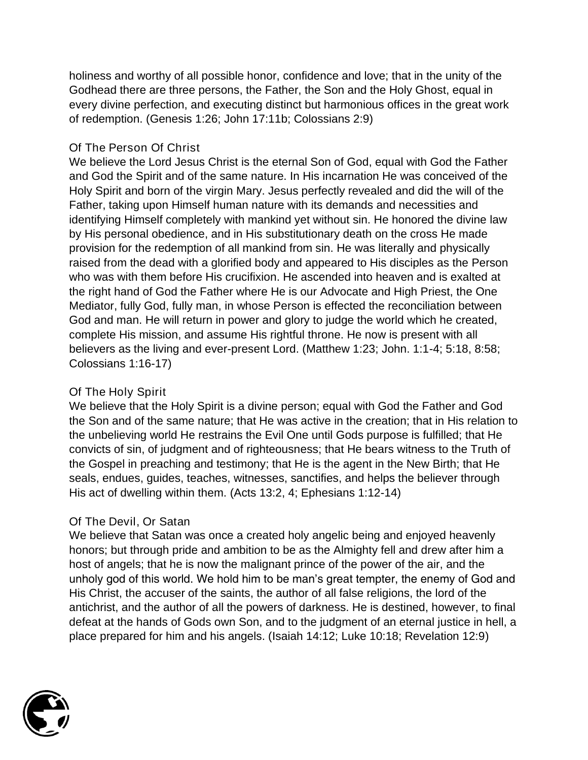holiness and worthy of all possible honor, confidence and love; that in the unity of the Godhead there are three persons, the Father, the Son and the Holy Ghost, equal in every divine perfection, and executing distinct but harmonious offices in the great work of redemption. (Genesis 1:26; John 17:11b; Colossians 2:9)

### Of The Person Of Christ

We believe the Lord Jesus Christ is the eternal Son of God, equal with God the Father and God the Spirit and of the same nature. In His incarnation He was conceived of the Holy Spirit and born of the virgin Mary. Jesus perfectly revealed and did the will of the Father, taking upon Himself human nature with its demands and necessities and identifying Himself completely with mankind yet without sin. He honored the divine law by His personal obedience, and in His substitutionary death on the cross He made provision for the redemption of all mankind from sin. He was literally and physically raised from the dead with a glorified body and appeared to His disciples as the Person who was with them before His crucifixion. He ascended into heaven and is exalted at the right hand of God the Father where He is our Advocate and High Priest, the One Mediator, fully God, fully man, in whose Person is effected the reconciliation between God and man. He will return in power and glory to judge the world which he created, complete His mission, and assume His rightful throne. He now is present with all believers as the living and ever-present Lord. (Matthew 1:23; John. 1:1-4; 5:18, 8:58; Colossians 1:16-17)

### Of The Holy Spirit

We believe that the Holy Spirit is a divine person; equal with God the Father and God the Son and of the same nature; that He was active in the creation; that in His relation to the unbelieving world He restrains the Evil One until Gods purpose is fulfilled; that He convicts of sin, of judgment and of righteousness; that He bears witness to the Truth of the Gospel in preaching and testimony; that He is the agent in the New Birth; that He seals, endues, guides, teaches, witnesses, sanctifies, and helps the believer through His act of dwelling within them. (Acts 13:2, 4; Ephesians 1:12-14)

### Of The Devil, Or Satan

We believe that Satan was once a created holy angelic being and enjoyed heavenly honors; but through pride and ambition to be as the Almighty fell and drew after him a host of angels; that he is now the malignant prince of the power of the air, and the unholy god of this world. We hold him to be man's great tempter, the enemy of God and His Christ, the accuser of the saints, the author of all false religions, the lord of the antichrist, and the author of all the powers of darkness. He is destined, however, to final defeat at the hands of Gods own Son, and to the judgment of an eternal justice in hell, a place prepared for him and his angels. (Isaiah 14:12; Luke 10:18; Revelation 12:9)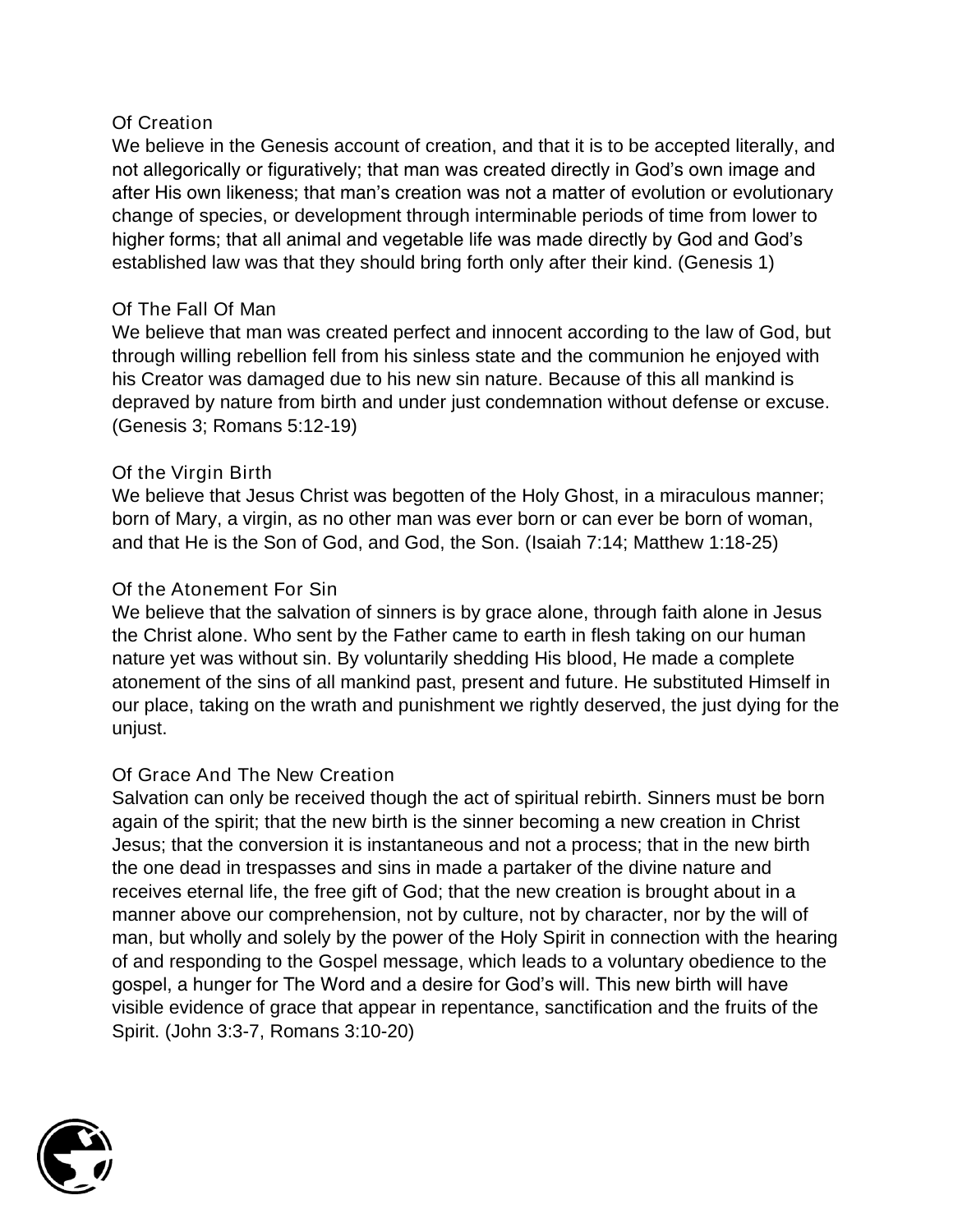### Of Creation

We believe in the Genesis account of creation, and that it is to be accepted literally, and not allegorically or figuratively; that man was created directly in God's own image and after His own likeness; that man's creation was not a matter of evolution or evolutionary change of species, or development through interminable periods of time from lower to higher forms; that all animal and vegetable life was made directly by God and God's established law was that they should bring forth only after their kind. (Genesis 1)

### Of The Fall Of Man

We believe that man was created perfect and innocent according to the law of God, but through willing rebellion fell from his sinless state and the communion he enjoyed with his Creator was damaged due to his new sin nature. Because of this all mankind is depraved by nature from birth and under just condemnation without defense or excuse. (Genesis 3; Romans 5:12-19)

### Of the Virgin Birth

We believe that Jesus Christ was begotten of the Holy Ghost, in a miraculous manner; born of Mary, a virgin, as no other man was ever born or can ever be born of woman, and that He is the Son of God, and God, the Son. (Isaiah 7:14; Matthew 1:18-25)

### Of the Atonement For Sin

We believe that the salvation of sinners is by grace alone, through faith alone in Jesus the Christ alone. Who sent by the Father came to earth in flesh taking on our human nature yet was without sin. By voluntarily shedding His blood, He made a complete atonement of the sins of all mankind past, present and future. He substituted Himself in our place, taking on the wrath and punishment we rightly deserved, the just dying for the unjust.

### Of Grace And The New Creation

Salvation can only be received though the act of spiritual rebirth. Sinners must be born again of the spirit; that the new birth is the sinner becoming a new creation in Christ Jesus; that the conversion it is instantaneous and not a process; that in the new birth the one dead in trespasses and sins in made a partaker of the divine nature and receives eternal life, the free gift of God; that the new creation is brought about in a manner above our comprehension, not by culture, not by character, nor by the will of man, but wholly and solely by the power of the Holy Spirit in connection with the hearing of and responding to the Gospel message, which leads to a voluntary obedience to the gospel, a hunger for The Word and a desire for God's will. This new birth will have visible evidence of grace that appear in repentance, sanctification and the fruits of the Spirit. (John 3:3-7, Romans 3:10-20)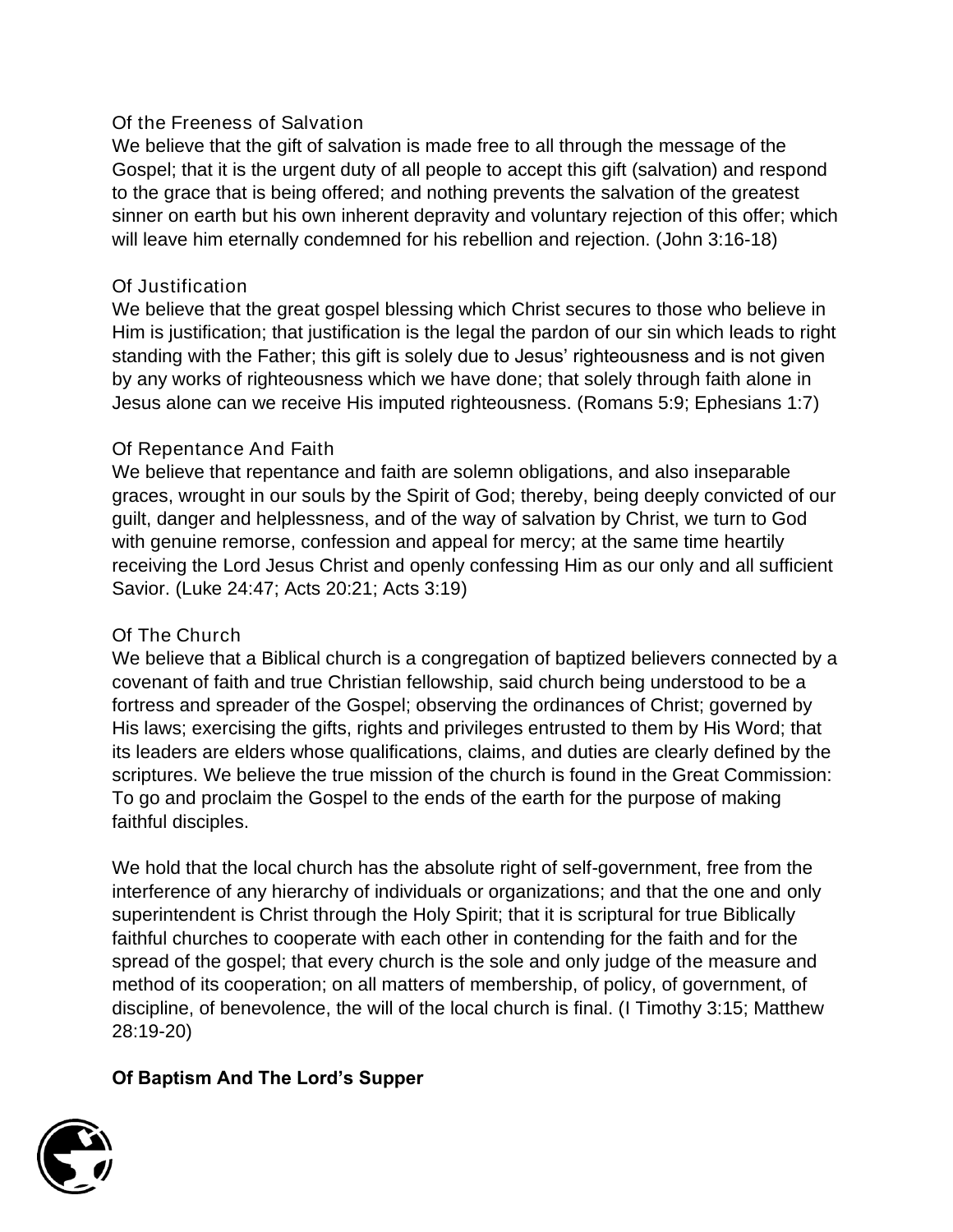### Of the Freeness of Salvation

We believe that the gift of salvation is made free to all through the message of the Gospel; that it is the urgent duty of all people to accept this gift (salvation) and respond to the grace that is being offered; and nothing prevents the salvation of the greatest sinner on earth but his own inherent depravity and voluntary rejection of this offer; which will leave him eternally condemned for his rebellion and rejection. (John 3:16-18)

### Of Justification

We believe that the great gospel blessing which Christ secures to those who believe in Him is justification; that justification is the legal the pardon of our sin which leads to right standing with the Father; this gift is solely due to Jesus' righteousness and is not given by any works of righteousness which we have done; that solely through faith alone in Jesus alone can we receive His imputed righteousness. (Romans 5:9; Ephesians 1:7)

### Of Repentance And Faith

We believe that repentance and faith are solemn obligations, and also inseparable graces, wrought in our souls by the Spirit of God; thereby, being deeply convicted of our guilt, danger and helplessness, and of the way of salvation by Christ, we turn to God with genuine remorse, confession and appeal for mercy; at the same time heartily receiving the Lord Jesus Christ and openly confessing Him as our only and all sufficient Savior. (Luke 24:47; Acts 20:21; Acts 3:19)

### Of The Church

We believe that a Biblical church is a congregation of baptized believers connected by a covenant of faith and true Christian fellowship, said church being understood to be a fortress and spreader of the Gospel; observing the ordinances of Christ; governed by His laws; exercising the gifts, rights and privileges entrusted to them by His Word; that its leaders are elders whose qualifications, claims, and duties are clearly defined by the scriptures. We believe the true mission of the church is found in the Great Commission: To go and proclaim the Gospel to the ends of the earth for the purpose of making faithful disciples.

We hold that the local church has the absolute right of self-government, free from the interference of any hierarchy of individuals or organizations; and that the one and only superintendent is Christ through the Holy Spirit; that it is scriptural for true Biblically faithful churches to cooperate with each other in contending for the faith and for the spread of the gospel; that every church is the sole and only judge of the measure and method of its cooperation; on all matters of membership, of policy, of government, of discipline, of benevolence, the will of the local church is final. (I Timothy 3:15; Matthew 28:19-20)

### **Of Baptism And The Lord's Supper**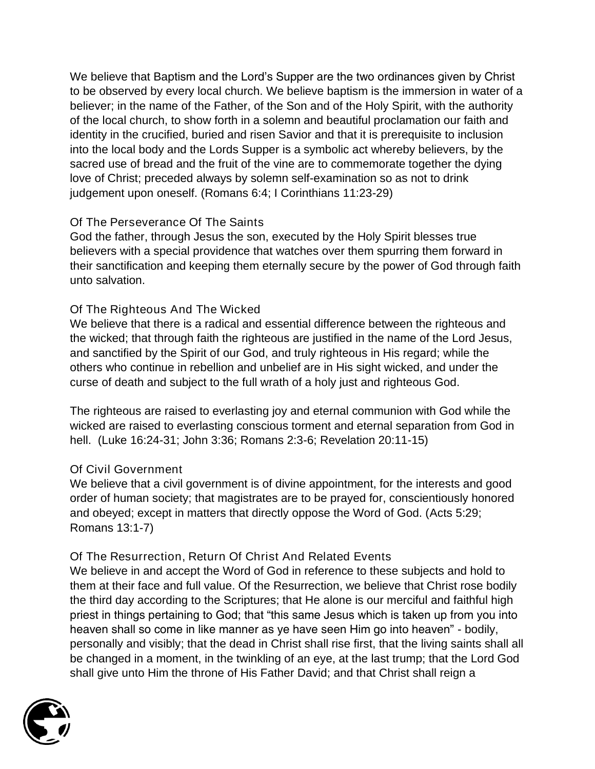We believe that Baptism and the Lord's Supper are the two ordinances given by Christ to be observed by every local church. We believe baptism is the immersion in water of a believer; in the name of the Father, of the Son and of the Holy Spirit, with the authority of the local church, to show forth in a solemn and beautiful proclamation our faith and identity in the crucified, buried and risen Savior and that it is prerequisite to inclusion into the local body and the Lords Supper is a symbolic act whereby believers, by the sacred use of bread and the fruit of the vine are to commemorate together the dying love of Christ; preceded always by solemn self-examination so as not to drink judgement upon oneself. (Romans 6:4; I Corinthians 11:23-29)

### Of The Perseverance Of The Saints

God the father, through Jesus the son, executed by the Holy Spirit blesses true believers with a special providence that watches over them spurring them forward in their sanctification and keeping them eternally secure by the power of God through faith unto salvation.

### Of The Righteous And The Wicked

We believe that there is a radical and essential difference between the righteous and the wicked; that through faith the righteous are justified in the name of the Lord Jesus, and sanctified by the Spirit of our God, and truly righteous in His regard; while the others who continue in rebellion and unbelief are in His sight wicked, and under the curse of death and subject to the full wrath of a holy just and righteous God.

The righteous are raised to everlasting joy and eternal communion with God while the wicked are raised to everlasting conscious torment and eternal separation from God in hell. (Luke 16:24-31; John 3:36; Romans 2:3-6; Revelation 20:11-15)

### Of Civil Government

We believe that a civil government is of divine appointment, for the interests and good order of human society; that magistrates are to be prayed for, conscientiously honored and obeyed; except in matters that directly oppose the Word of God. (Acts 5:29; Romans 13:1-7)

### Of The Resurrection, Return Of Christ And Related Events

We believe in and accept the Word of God in reference to these subjects and hold to them at their face and full value. Of the Resurrection, we believe that Christ rose bodily the third day according to the Scriptures; that He alone is our merciful and faithful high priest in things pertaining to God; that "this same Jesus which is taken up from you into heaven shall so come in like manner as ye have seen Him go into heaven" - bodily, personally and visibly; that the dead in Christ shall rise first, that the living saints shall all be changed in a moment, in the twinkling of an eye, at the last trump; that the Lord God shall give unto Him the throne of His Father David; and that Christ shall reign a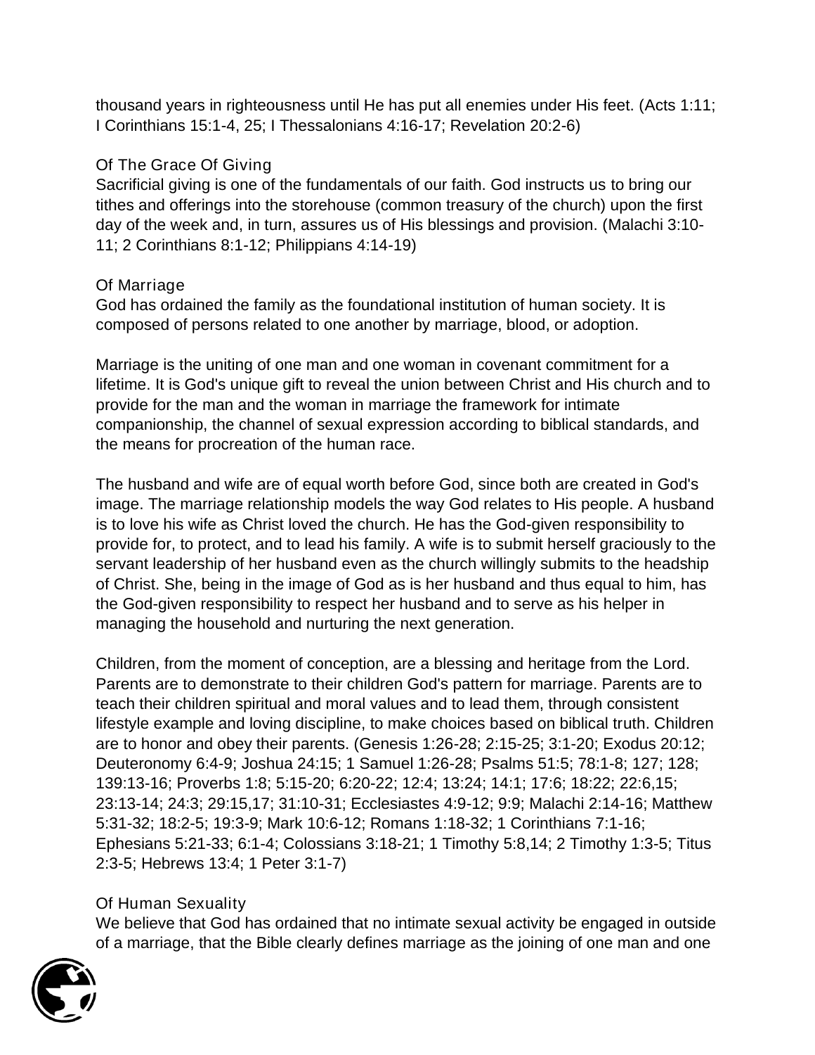thousand years in righteousness until He has put all enemies under His feet. (Acts 1:11; I Corinthians 15:1-4, 25; I Thessalonians 4:16-17; Revelation 20:2-6)

### Of The Grace Of Giving

Sacrificial giving is one of the fundamentals of our faith. God instructs us to bring our tithes and offerings into the storehouse (common treasury of the church) upon the first day of the week and, in turn, assures us of His blessings and provision. (Malachi 3:10-11; 2 Corinthians 8:1-12; Philippians 4:14-19)

### Of Marriage

God has ordained the family as the foundational institution of human society. It is composed of persons related to one another by marriage, blood, or adoption.

Marriage is the uniting of one man and one woman in covenant commitment for a lifetime. It is God's unique gift to reveal the union between Christ and His church and to provide for the man and the woman in marriage the framework for intimate companionship, the channel of sexual expression according to biblical standards, and the means for procreation of the human race.

The husband and wife are of equal worth before God, since both are created in God's image. The marriage relationship models the way God relates to His people. A husband is to love his wife as Christ loved the church. He has the God-given responsibility to provide for, to protect, and to lead his family. A wife is to submit herself graciously to the servant leadership of her husband even as the church willingly submits to the headship of Christ. She, being in the image of God as is her husband and thus equal to him, has the God-given responsibility to respect her husband and to serve as his helper in managing the household and nurturing the next generation.

Children, from the moment of conception, are a blessing and heritage from the Lord. Parents are to demonstrate to their children God's pattern for marriage. Parents are to teach their children spiritual and moral values and to lead them, through consistent lifestyle example and loving discipline, to make choices based on biblical truth. Children are to honor and obey their parents. (Genesis 1:26-28; 2:15-25; 3:1-20; Exodus 20:12; Deuteronomy 6:4-9; Joshua 24:15; 1 Samuel 1:26-28; Psalms 51:5; 78:1-8; 127; 128; 139:13-16; Proverbs 1:8; 5:15-20; 6:20-22; 12:4; 13:24; 14:1; 17:6; 18:22; 22:6,15; 23:13-14; 24:3; 29:15,17; 31:10-31; Ecclesiastes 4:9-12; 9:9; Malachi 2:14-16; Matthew 5:31-32; 18:2-5; 19:3-9; Mark 10:6-12; Romans 1:18-32; 1 Corinthians 7:1-16; Ephesians 5:21-33; 6:1-4; Colossians 3:18-21; 1 Timothy 5:8,14; 2 Timothy 1:3-5; Titus 2:3-5; Hebrews 13:4; 1 Peter 3:1-7)

### Of Human Sexuality

We believe that God has ordained that no intimate sexual activity be engaged in outside of a marriage, that the Bible clearly defines marriage as the joining of one man and one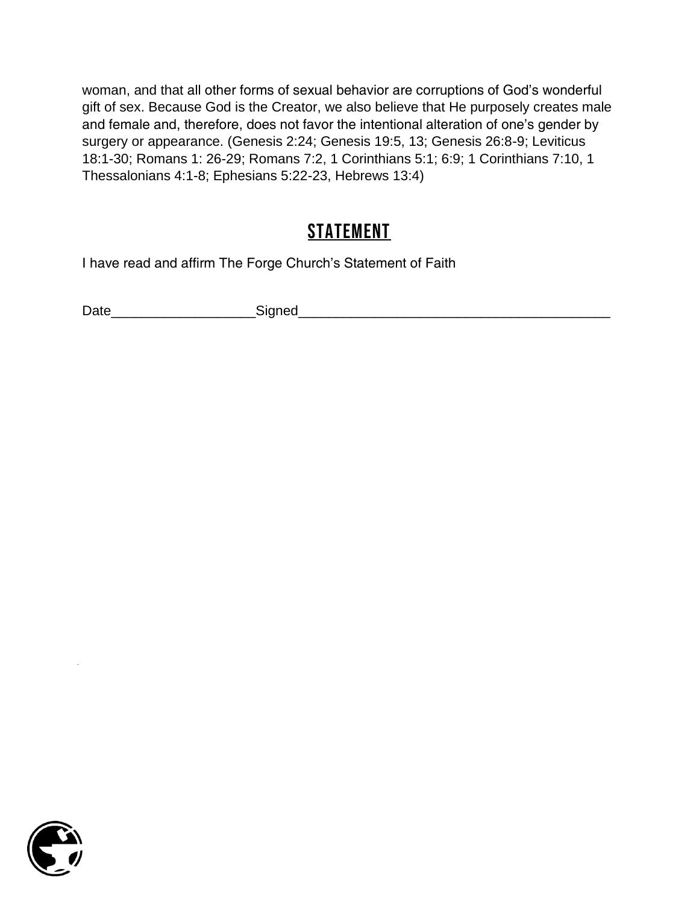woman, and that all other forms of sexual behavior are corruptions of God's wonderful gift of sex. Because God is the Creator, we also believe that He purposely creates male and female and, therefore, does not favor the intentional alteration of one's gender by surgery or appearance. (Genesis 2:24; Genesis 19:5, 13; Genesis 26:8-9; Leviticus 18:1-30; Romans 1: 26-29; Romans 7:2, 1 Corinthians 5:1; 6:9; 1 Corinthians 7:10, 1 Thessalonians 4:1-8; Ephesians 5:22-23, Hebrews 13:4)

## STATEMENT

I have read and affirm The Forge Church's Statement of Faith

Date___________________Signed_________________________________________